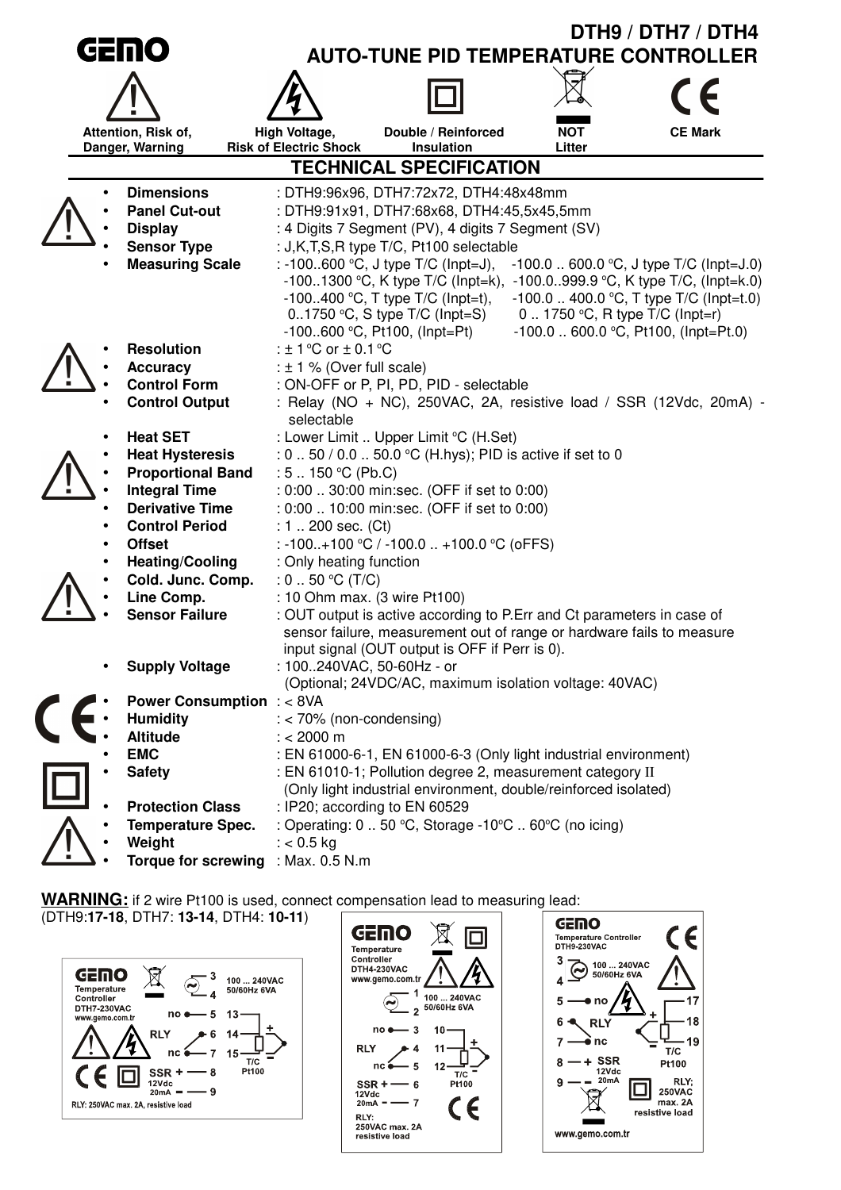GEMO

# DTH9 / DTH7 / DTH4
# AUTO-TUNE PID TEMPERATURE CONTROLLER

Attention, Risk of, Danger, Warning | High Voltage, Risk of Electric Shock | Double / Reinforced Insulation | NOT Litter | CE Mark

## TECHNICAL SPECIFICATION

- **Dimensions** : DTH9:96x96, DTH7:72x72, DTH4:48x48mm
- **Panel Cut-out** : DTH9:91x91, DTH7:68x68, DTH4:45,5x45,5mm
- **Display** : 4 Digits 7 Segment (PV), 4 digits 7 Segment (SV)
- **Sensor Type** : J,K,T,S,R type T/C, Pt100 selectable
- **Measuring Scale** : -100..600 °C, J type T/C (Inpt=J), -100.0 .. 600.0 °C, J type T/C (Inpt=J.0)
  -100..1300 °C, K type T/C (Inpt=k), -100.0..999.9 °C, K type T/C, (Inpt=k.0)
  -100..400 °C, T type T/C (Inpt=t), -100.0 .. 400.0 °C, T type T/C (Inpt=t.0)
  0..1750 °C, S type T/C (Inpt=S) 0 .. 1750 °C, R type T/C (Inpt=r)
  -100..600 °C, Pt100, (Inpt=Pt) -100.0 .. 600.0 °C, Pt100, (Inpt=Pt.0)
- **Resolution** : ± 1 °C or ± 0.1 °C
- **Accuracy** : ± 1 % (Over full scale)
- **Control Form** : ON-OFF or P, PI, PD, PID - selectable
- **Control Output** : Relay (NO + NC), 250VAC, 2A, resistive load / SSR (12Vdc, 20mA) - selectable
- **Heat SET** : Lower Limit .. Upper Limit °C (H.Set)
- **Heat Hysteresis** : 0 .. 50 / 0.0 .. 50.0 °C (H.hys); PID is active if set to 0
- **Proportional Band** : 5 .. 150 °C (Pb.C)
- **Integral Time** : 0:00 .. 30:00 min:sec. (OFF if set to 0:00)
- **Derivative Time** : 0:00 .. 10:00 min:sec. (OFF if set to 0:00)
- **Control Period** : 1 .. 200 sec. (Ct)
- **Offset** : -100..+100 °C / -100.0 .. +100.0 °C (oFFS)
- **Heating/Cooling** : Only heating function
- **Cold. Junc. Comp.** : 0 .. 50 °C (T/C)
- **Line Comp.** : 10 Ohm max. (3 wire Pt100)
- **Sensor Failure** : OUT output is active according to P.Err and Ct parameters in case of sensor failure, measurement out of range or hardware fails to measure input signal (OUT output is OFF if Perr is 0).
- **Supply Voltage** : 100..240VAC, 50-60Hz - or (Optional; 24VDC/AC, maximum isolation voltage: 40VAC)
- **Power Consumption** : < 8VA
- **Humidity** : < 70% (non-condensing)
- **Altitude** : < 2000 m
- **EMC** : EN 61000-6-1, EN 61000-6-3 (Only light industrial environment)
- **Safety** : EN 61010-1; Pollution degree 2, measurement category II (Only light industrial environment, double/reinforced isolated)
- **Protection Class** : IP20; according to EN 60529
- **Temperature Spec.** : Operating: 0 .. 50 °C, Storage -10°C .. 60°C (no icing)
- **Weight** : < 0.5 kg
- **Torque for screwing** : Max. 0.5 N.m

**WARNING:** if 2 wire Pt100 is used, connect compensation lead to measuring lead: (DTH9:**17-18**, DTH7: **13-14**, DTH4: **10-11**)

GEMO Temperature Controller DTH7-230VAC www.gemo.com.tr
3, 4: 100 ... 240VAC 50/60Hz 6VA
RLY: no 5, 6, nc 7
SSR: + 8, - 9 (12Vdc 20mA)
T/C / Pt100: 13, 14, 15
RLY: 250VAC max. 2A, resistive load

GEMO Temperature Controller DTH4-230VAC www.gemo.com.tr
1, 2: 100 ... 240VAC 50/60Hz 6VA
RLY: no 3, 4, nc 5
SSR: + 6, - 7 (12Vdc 20mA)
T/C / Pt100: 10, 11, 12
RLY: 250VAC max. 2A resistive load

GEMO Temperature Controller DTH9-230VAC
3, 4: 100 ... 240VAC 50/60Hz 6VA
RLY: no 5, 6, nc 7
SSR: + 8, - 9 (12Vdc 20mA)
T/C / Pt100: 17, 18, 19
RLY; 250VAC max. 2A resistive load
www.gemo.com.tr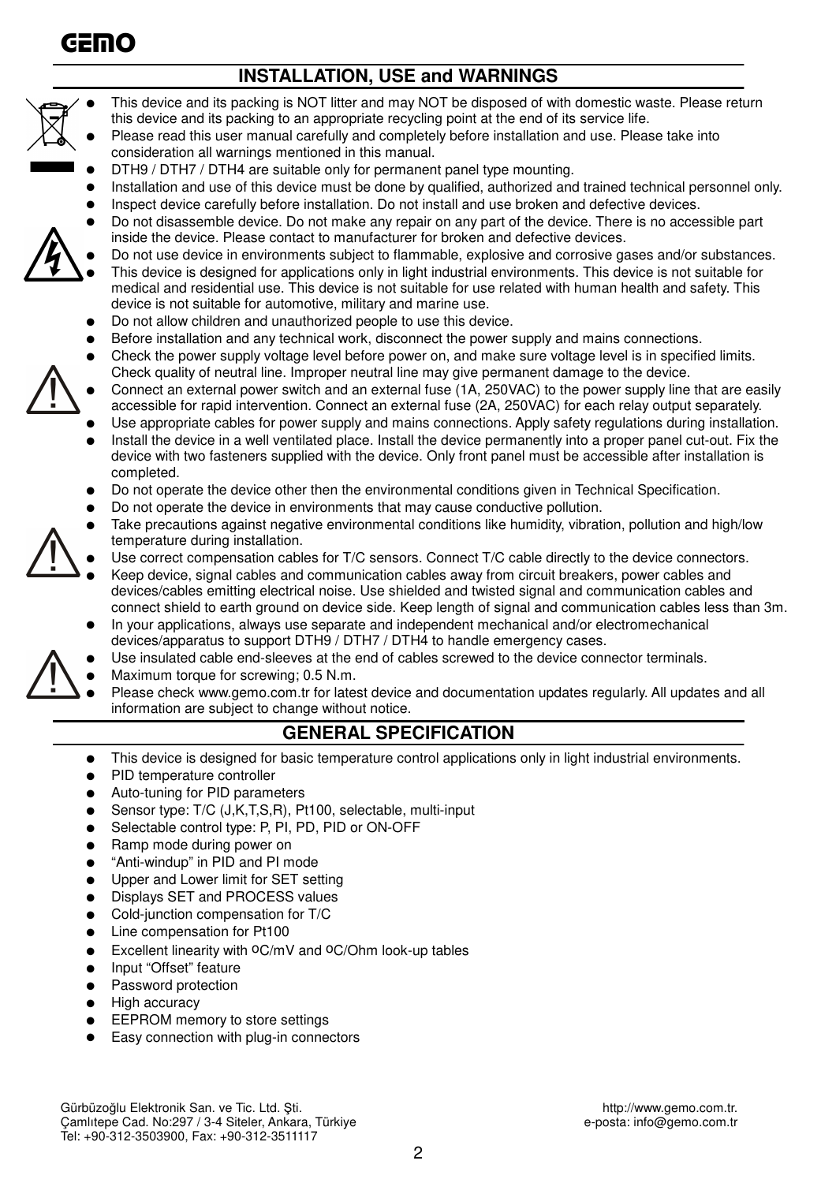## INSTALLATION, USE and WARNINGS

- This device and its packing is NOT litter and may NOT be disposed of with domestic waste. Please return this device and its packing to an appropriate recycling point at the end of its service life.
- Please read this user manual carefully and completely before installation and use. Please take into consideration all warnings mentioned in this manual.
- DTH9 / DTH7 / DTH4 are suitable only for permanent panel type mounting.
- Installation and use of this device must be done by qualified, authorized and trained technical personnel only.
- Inspect device carefully before installation. Do not install and use broken and defective devices.
- Do not disassemble device. Do not make any repair on any part of the device. There is no accessible part inside the device. Please contact to manufacturer for broken and defective devices.
- Do not use device in environments subject to flammable, explosive and corrosive gases and/or substances.
- This device is designed for applications only in light industrial environments. This device is not suitable for medical and residential use. This device is not suitable for use related with human health and safety. This device is not suitable for automotive, military and marine use.
- Do not allow children and unauthorized people to use this device.
- Before installation and any technical work, disconnect the power supply and mains connections.
- Check the power supply voltage level before power on, and make sure voltage level is in specified limits. Check quality of neutral line. Improper neutral line may give permanent damage to the device.
- Connect an external power switch and an external fuse (1A, 250VAC) to the power supply line that are easily accessible for rapid intervention. Connect an external fuse (2A, 250VAC) for each relay output separately.
- Use appropriate cables for power supply and mains connections. Apply safety regulations during installation.
- Install the device in a well ventilated place. Install the device permanently into a proper panel cut-out. Fix the device with two fasteners supplied with the device. Only front panel must be accessible after installation is completed.
- Do not operate the device other then the environmental conditions given in Technical Specification.
- Do not operate the device in environments that may cause conductive pollution.
- Take precautions against negative environmental conditions like humidity, vibration, pollution and high/low temperature during installation.
- Use correct compensation cables for T/C sensors. Connect T/C cable directly to the device connectors.
- Keep device, signal cables and communication cables away from circuit breakers, power cables and devices/cables emitting electrical noise. Use shielded and twisted signal and communication cables and connect shield to earth ground on device side. Keep length of signal and communication cables less than 3m.
- In your applications, always use separate and independent mechanical and/or electromechanical devices/apparatus to support DTH9 / DTH7 / DTH4 to handle emergency cases.
- Use insulated cable end-sleeves at the end of cables screwed to the device connector terminals.
- Maximum torque for screwing; 0.5 N.m.
- Please check www.gemo.com.tr for latest device and documentation updates regularly. All updates and all information are subject to change without notice.

## GENERAL SPECIFICATION

- This device is designed for basic temperature control applications only in light industrial environments.
- PID temperature controller
- Auto-tuning for PID parameters
- Sensor type: T/C (J,K,T,S,R), Pt100, selectable, multi-input
- Selectable control type: P, PI, PD, PID or ON-OFF
- Ramp mode during power on
- "Anti-windup" in PID and PI mode
- Upper and Lower limit for SET setting
- Displays SET and PROCESS values
- Cold-junction compensation for T/C
- Line compensation for Pt100
- Excellent linearity with ºC/mV and ºC/Ohm look-up tables
- Input "Offset" feature
- Password protection
- High accuracy
- EEPROM memory to store settings
- Easy connection with plug-in connectors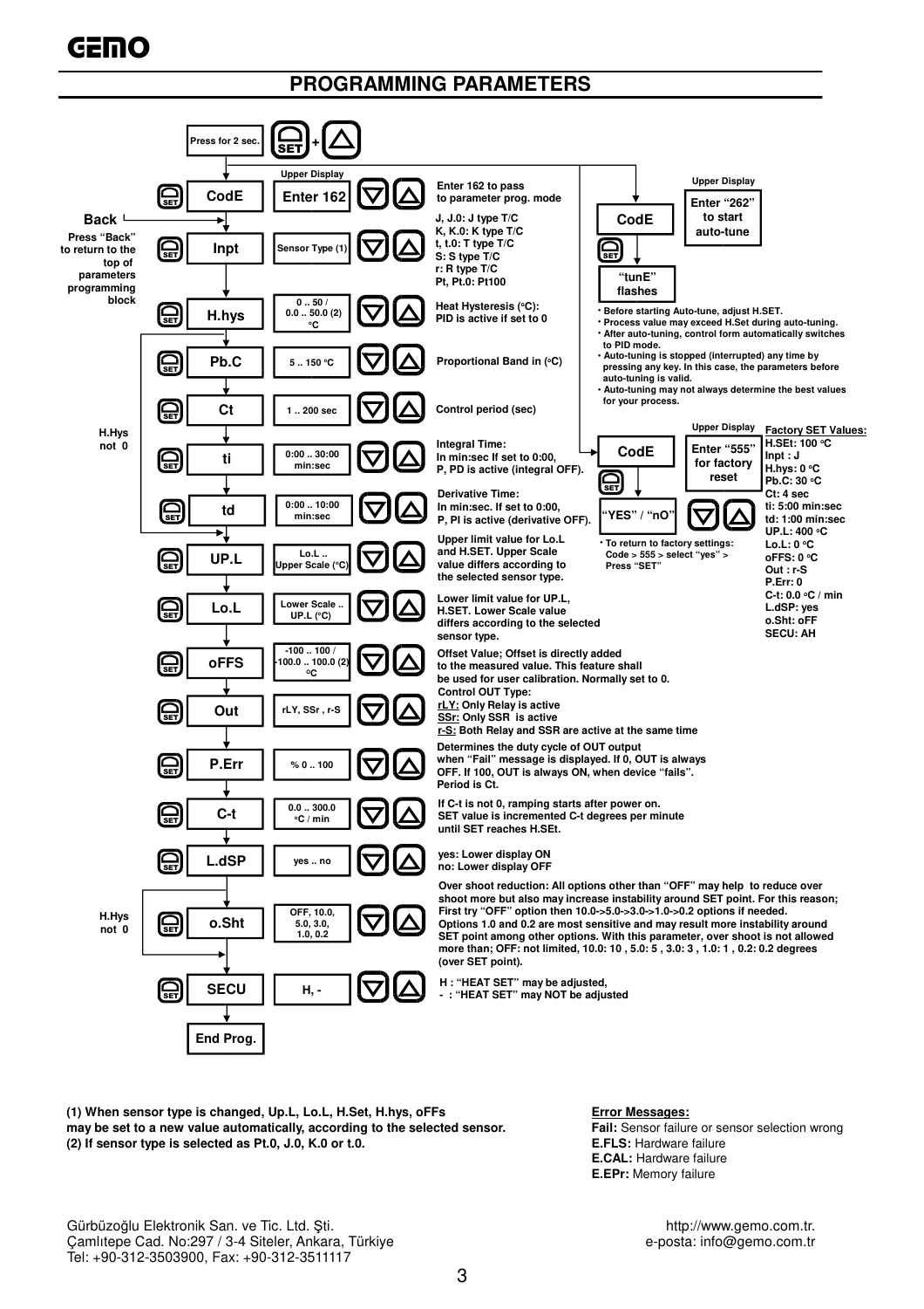# PROGRAMMING PARAMETERS

Press for 2 sec. SET + ▲

| Key | Parameter | Upper Display | Keys | Description |
|---|---|---|---|---|
| SET | CodE | Enter 162 | ▼ ▲ | Enter 162 to pass to parameter prog. mode |
| SET | Inpt | Sensor Type (1) | ▼ ▲ | J, J.0: J type T/C<br>K, K.0: K type T/C<br>t, t.0: T type T/C<br>S: S type T/C<br>r: R type T/C<br>Pt, Pt.0: Pt100 |
| SET | H.hys | 0 .. 50 / 0.0 .. 50.0 (2) °C | ▼ ▲ | Heat Hysteresis (°C): PID is active if set to 0 |
| SET | Pb.C | 5 .. 150 °C | ▼ ▲ | Proportional Band in (°C) |
| SET | Ct | 1 .. 200 sec | ▼ ▲ | Control period (sec) |
| SET | ti | 0:00 .. 30:00 min:sec | ▼ ▲ | Integral Time: In min:sec If set to 0:00, P, PD is active (integral OFF). |
| SET | td | 0:00 .. 10:00 min:sec | ▼ ▲ | Derivative Time: In min:sec. If set to 0:00, P, PI is active (derivative OFF). |
| SET | UP.L | Lo.L .. Upper Scale (°C) | ▼ ▲ | Upper limit value for Lo.L and H.SET. Upper Scale value differs according to the selected sensor type. |
| SET | Lo.L | Lower Scale .. UP.L (°C) | ▼ ▲ | Lower limit value for UP.L, H.SET. Lower Scale value differs according to the selected sensor type. |
| SET | oFFS | -100 .. 100 / -100.0 .. 100.0 (2) °C | ▼ ▲ | Offset Value; Offset is directly added to the measured value. This feature shall be used for user calibration. Normally set to 0. |
| SET | Out | rLY, SSr , r-S | ▼ ▲ | Control OUT Type:<br>rLY: Only Relay is active<br>SSr: Only SSR is active<br>r-S: Both Relay and SSR are active at the same time |
| SET | P.Err | % 0 .. 100 | ▼ ▲ | Determines the duty cycle of OUT output when "Fail" message is displayed. If 0, OUT is always OFF. If 100, OUT is always ON, when device "fails". Period is Ct. |
| SET | C-t | 0.0 .. 300.0 °C / min | ▼ ▲ | If C-t is not 0, ramping starts after power on. SET value is incremented C-t degrees per minute until SET reaches H.SEt. |
| SET | L.dSP | yes .. no | ▼ ▲ | yes: Lower display ON<br>no: Lower display OFF |
| SET | o.Sht | OFF, 10.0, 5.0, 3.0, 1.0, 0.2 | ▼ ▲ | Over shoot reduction: All options other than "OFF" may help to reduce over shoot more but also may increase instability around SET point. For this reason; First try "OFF" option then 10.0->5.0->3.0->1.0->0.2 options if needed. Options 1.0 and 0.2 are most sensitive and may result more instability around SET point among other options. With this parameter, over shoot is not allowed more than; OFF: not limited, 10.0: 10 , 5.0: 5 , 3.0: 3 , 1.0: 1 , 0.2: 0.2 degrees (over SET point). |
| SET | SECU | H, - | ▼ ▲ | H : "HEAT SET" may be adjusted,<br>- : "HEAT SET" may NOT be adjusted |
| | End Prog. | | | |

**Back** — Press "Back" to return to the top of parameters programming block

H.Hys not 0 (applies to Pb.C, Ct, ti, td)

H.Hys not 0 (applies to o.Sht)

**Auto-tune:** CodE → Upper Display: Enter "262" to start auto-tune → SET → "tunE" flashes

- Before starting Auto-tune, adjust H.SET.
- Process value may exceed H.Set during auto-tuning.
- After auto-tuning, control form automatically switches to PID mode.
- Auto-tuning is stopped (interrupted) any time by pressing any key. In this case, the parameters before auto-tuning is valid.
- Auto-tuning may not always determine the best values for your process.

**Factory reset:** CodE → Upper Display: Enter "555" for factory reset → SET → "YES" / "nO" ▼ ▲

- To return to factory settings: Code > 555 > select "yes" > Press "SET"

**Factory SET Values:**
H.SEt: 100 °C
Inpt : J
H.hys: 0 °C
Pb.C: 30 °C
Ct: 4 sec
ti: 5:00 min:sec
td: 1:00 min:sec
UP.L: 400 °C
Lo.L: 0 °C
oFFS: 0 °C
Out : r-S
P.Err: 0
C-t: 0.0 °C / min
L.dSP: yes
o.Sht: oFF
SECU: AH

**(1) When sensor type is changed, Up.L, Lo.L, H.Set, H.hys, oFFs may be set to a new value automatically, according to the selected sensor.**
**(2) If sensor type is selected as Pt.0, J.0, K.0 or t.0.**

**Error Messages:**
**Fail:** Sensor failure or sensor selection wrong
**E.FLS:** Hardware failure
**E.CAL:** Hardware failure
**E.EPr:** Memory failure

Gürbüzoğlu Elektronik San. ve Tic. Ltd. Şti.
Çamlıtepe Cad. No:297 / 3-4 Siteler, Ankara, Türkiye
Tel: +90-312-3503900, Fax: +90-312-3511117

http://www.gemo.com.tr.
e-posta: info@gemo.com.tr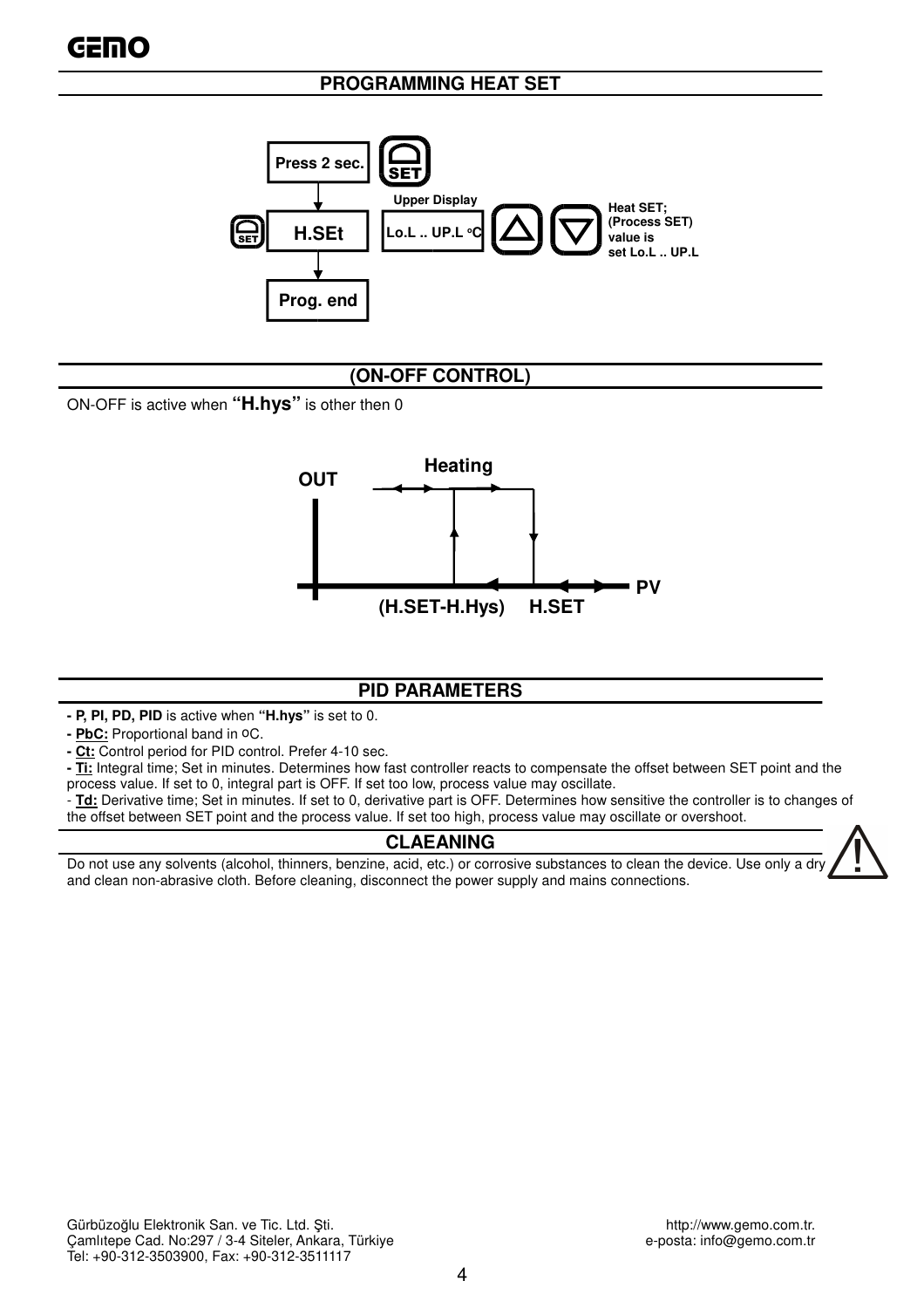## PROGRAMMING HEAT SET

Press 2 sec.

SET

H.SEt

Upper Display

Lo.L .. UP.L °C

Heat SET; (Process SET) value is set Lo.L .. UP.L

Prog. end

## (ON-OFF CONTROL)

ON-OFF is active when **"H.hys"** is other then 0

OUT

Heating

PV

(H.SET-H.Hys)

H.SET

## PID PARAMETERS

- **P, PI, PD, PID** is active when **"H.hys"** is set to 0.
- **PbC:** Proportional band in °C.
- **Ct:** Control period for PID control. Prefer 4-10 sec.
- **Ti:** Integral time; Set in minutes. Determines how fast controller reacts to compensate the offset between SET point and the process value. If set to 0, integral part is OFF. If set too low, process value may oscillate.
- **Td:** Derivative time; Set in minutes. If set to 0, derivative part is OFF. Determines how sensitive the controller is to changes of the offset between SET point and the process value. If set too high, process value may oscillate or overshoot.

## CLAEANING

Do not use any solvents (alcohol, thinners, benzine, acid, etc.) or corrosive substances to clean the device. Use only a dry and clean non-abrasive cloth. Before cleaning, disconnect the power supply and mains connections.

Gürbüzoğlu Elektronik San. ve Tic. Ltd. Şti.
Çamlıtepe Cad. No:297 / 3-4 Siteler, Ankara, Türkiye
Tel: +90-312-3503900, Fax: +90-312-3511117

http://www.gemo.com.tr.
e-posta: info@gemo.com.tr